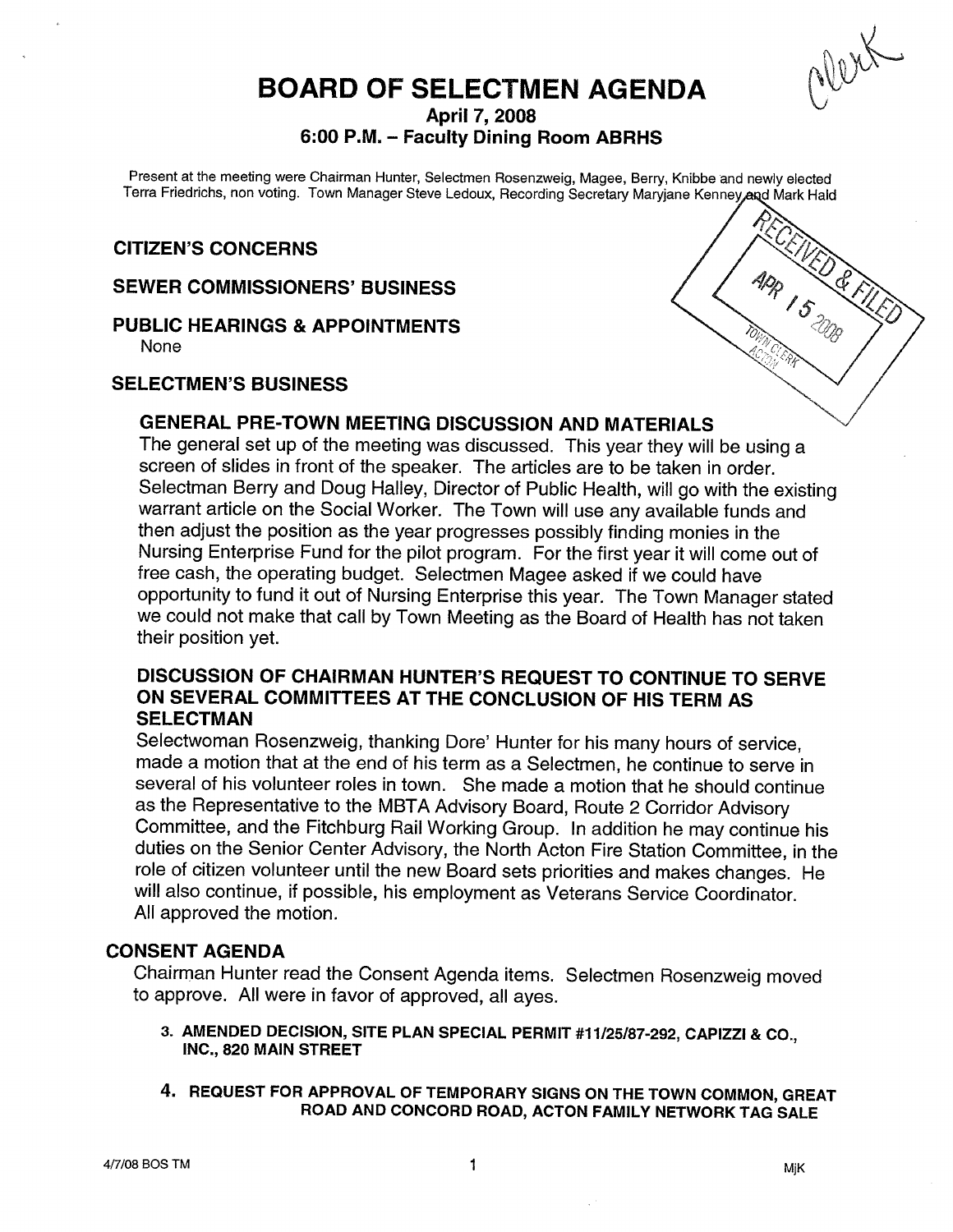# BOARD OF SELECTMEN AGENDA

**April 7, 2008**
**6:00 P.M. – Faculty Dining Room ABRHS**

Present at the meeting were Chairman Hunter, Selectmen Rosenzweig, Magee, Berry, Knibbe and newly elected Terra Friedrichs, non voting. Town Manager Steve Ledoux, Recording Secretary Maryjane Kenney and Mark Hald

## CITIZEN'S CONCERNS

## SEWER COMMISSIONERS' BUSINESS

## PUBLIC HEARINGS & APPOINTMENTS

None

## SELECTMEN'S BUSINESS

### GENERAL PRE-TOWN MEETING DISCUSSION AND MATERIALS

The general set up of the meeting was discussed. This year they will be using a screen of slides in front of the speaker. The articles are to be taken in order. Selectman Berry and Doug Halley, Director of Public Health, will go with the existing warrant article on the Social Worker. The Town will use any available funds and then adjust the position as the year progresses possibly finding monies in the Nursing Enterprise Fund for the pilot program. For the first year it will come out of free cash, the operating budget. Selectmen Magee asked if we could have opportunity to fund it out of Nursing Enterprise this year. The Town Manager stated we could not make that call by Town Meeting as the Board of Health has not taken their position yet.

### DISCUSSION OF CHAIRMAN HUNTER'S REQUEST TO CONTINUE TO SERVE ON SEVERAL COMMITTEES AT THE CONCLUSION OF HIS TERM AS SELECTMAN

Selectwoman Rosenzweig, thanking Dore' Hunter for his many hours of service, made a motion that at the end of his term as a Selectmen, he continue to serve in several of his volunteer roles in town. She made a motion that he should continue as the Representative to the MBTA Advisory Board, Route 2 Corridor Advisory Committee, and the Fitchburg Rail Working Group. In addition he may continue his duties on the Senior Center Advisory, the North Acton Fire Station Committee, in the role of citizen volunteer until the new Board sets priorities and makes changes. He will also continue, if possible, his employment as Veterans Service Coordinator. All approved the motion.

## CONSENT AGENDA

Chairman Hunter read the Consent Agenda items. Selectmen Rosenzweig moved to approve. All were in favor of approved, all ayes.

3. **AMENDED DECISION, SITE PLAN SPECIAL PERMIT #11/25/87-292, CAPIZZI & CO., INC., 820 MAIN STREET**

4. **REQUEST FOR APPROVAL OF TEMPORARY SIGNS ON THE TOWN COMMON, GREAT ROAD AND CONCORD ROAD, ACTON FAMILY NETWORK TAG SALE**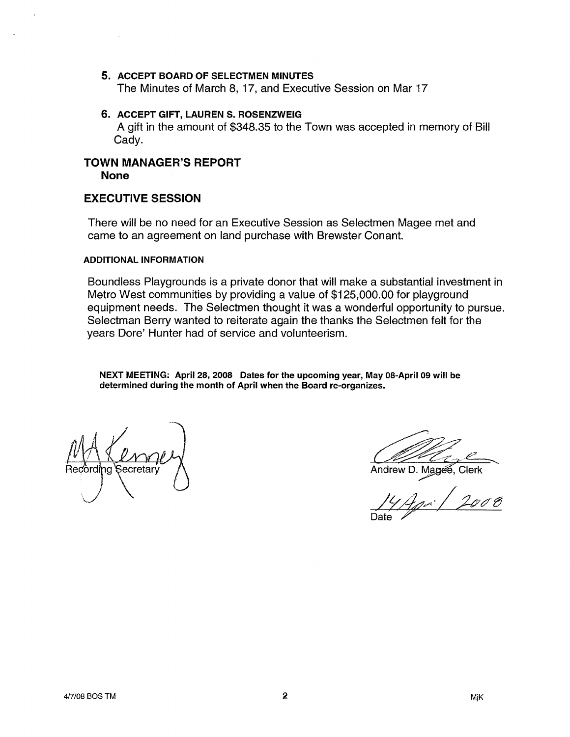5. **ACCEPT BOARD OF SELECTMEN MINUTES**
   The Minutes of March 8, 17, and Executive Session on Mar 17

6. **ACCEPT GIFT, LAUREN S. ROSENZWEIG**
   A gift in the amount of $348.35 to the Town was accepted in memory of Bill Cady.

## TOWN MANAGER'S REPORT

**None**

## EXECUTIVE SESSION

There will be no need for an Executive Session as Selectmen Magee met and came to an agreement on land purchase with Brewster Conant.

### ADDITIONAL INFORMATION

Boundless Playgrounds is a private donor that will make a substantial investment in Metro West communities by providing a value of $125,000.00 for playground equipment needs. The Selectmen thought it was a wonderful opportunity to pursue. Selectman Berry wanted to reiterate again the thanks the Selectmen felt for the years Dore' Hunter had of service and volunteerism.

**NEXT MEETING: April 28, 2008 Dates for the upcoming year, May 08-April 09 will be determined during the month of April when the Board re-organizes.**

Recording Secretary

Andrew D. Magee, Clerk

14 Apr / 2008
Date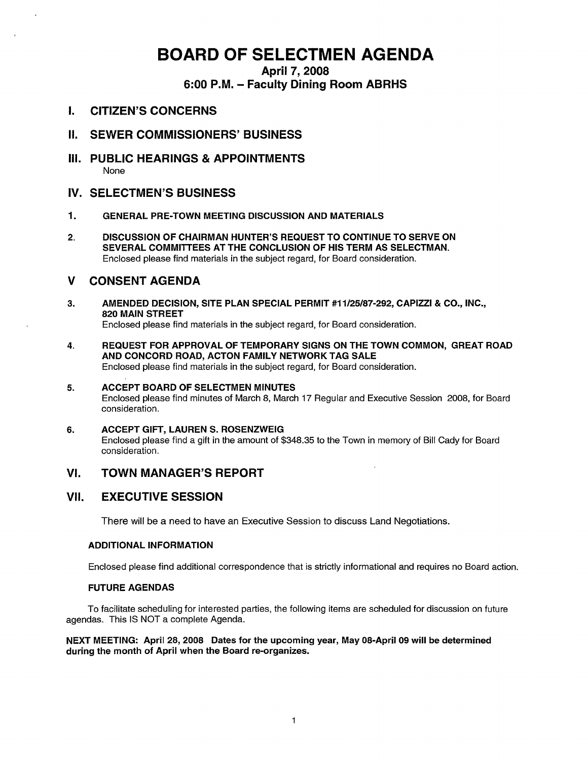# BOARD OF SELECTMEN AGENDA

## April 7, 2008
## 6:00 P.M. – Faculty Dining Room ABRHS

## I. CITIZEN'S CONCERNS

## II. SEWER COMMISSIONERS' BUSINESS

## III. PUBLIC HEARINGS & APPOINTMENTS

None

## IV. SELECTMEN'S BUSINESS

1. **GENERAL PRE-TOWN MEETING DISCUSSION AND MATERIALS**

2. **DISCUSSION OF CHAIRMAN HUNTER'S REQUEST TO CONTINUE TO SERVE ON SEVERAL COMMITTEES AT THE CONCLUSION OF HIS TERM AS SELECTMAN.**
   Enclosed please find materials in the subject regard, for Board consideration.

## V CONSENT AGENDA

3. **AMENDED DECISION, SITE PLAN SPECIAL PERMIT #11/25/87-292, CAPIZZI & CO., INC., 820 MAIN STREET**
   Enclosed please find materials in the subject regard, for Board consideration.

4. **REQUEST FOR APPROVAL OF TEMPORARY SIGNS ON THE TOWN COMMON, GREAT ROAD AND CONCORD ROAD, ACTON FAMILY NETWORK TAG SALE**
   Enclosed please find materials in the subject regard, for Board consideration.

5. **ACCEPT BOARD OF SELECTMEN MINUTES**
   Enclosed please find minutes of March 8, March 17 Regular and Executive Session 2008, for Board consideration.

6. **ACCEPT GIFT, LAUREN S. ROSENZWEIG**
   Enclosed please find a gift in the amount of $348.35 to the Town in memory of Bill Cady for Board consideration.

## VI. TOWN MANAGER'S REPORT

## VII. EXECUTIVE SESSION

There will be a need to have an Executive Session to discuss Land Negotiations.

### ADDITIONAL INFORMATION

Enclosed please find additional correspondence that is strictly informational and requires no Board action.

### FUTURE AGENDAS

To facilitate scheduling for interested parties, the following items are scheduled for discussion on future agendas. This IS NOT a complete Agenda.

**NEXT MEETING: April 28, 2008 Dates for the upcoming year, May 08-April 09 will be determined during the month of April when the Board re-organizes.**